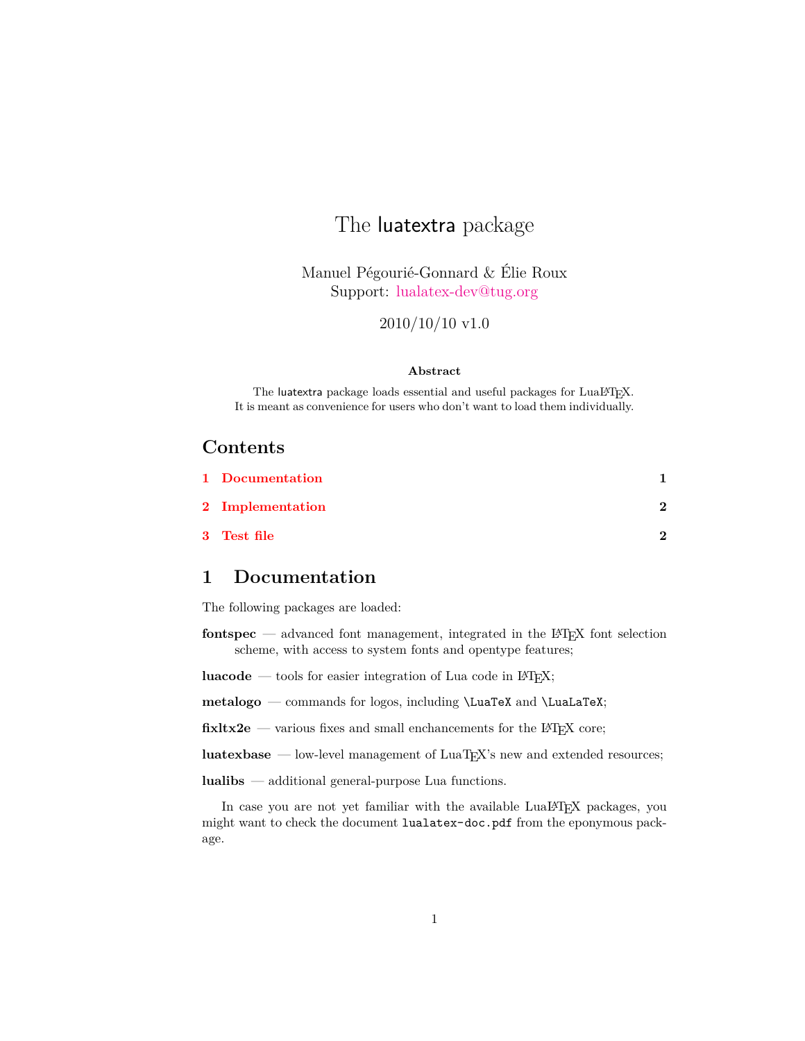# The luatextra package

Manuel Pégourié-Gonnard & Élie Roux
Support: lualatex-dev@tug.org

2010/10/10 v1.0

**Abstract**

The luatextra package loads essential and useful packages for LuaLaTeX. It is meant as convenience for users who don't want to load them individually.

## Contents

1 Documentation 1

2 Implementation 2

3 Test file 2

## 1 Documentation

The following packages are loaded:

**fontspec** — advanced font management, integrated in the LaTeX font selection scheme, with access to system fonts and opentype features;

**luacode** — tools for easier integration of Lua code in LaTeX;

**metalogo** — commands for logos, including `\LuaTeX` and `\LuaLaTeX`;

**fixltx2e** — various fixes and small enchancements for the LaTeX core;

**luatexbase** — low-level management of LuaTeX's new and extended resources;

**lualibs** — additional general-purpose Lua functions.

In case you are not yet familiar with the available LuaLaTeX packages, you might want to check the document `lualatex-doc.pdf` from the eponymous package.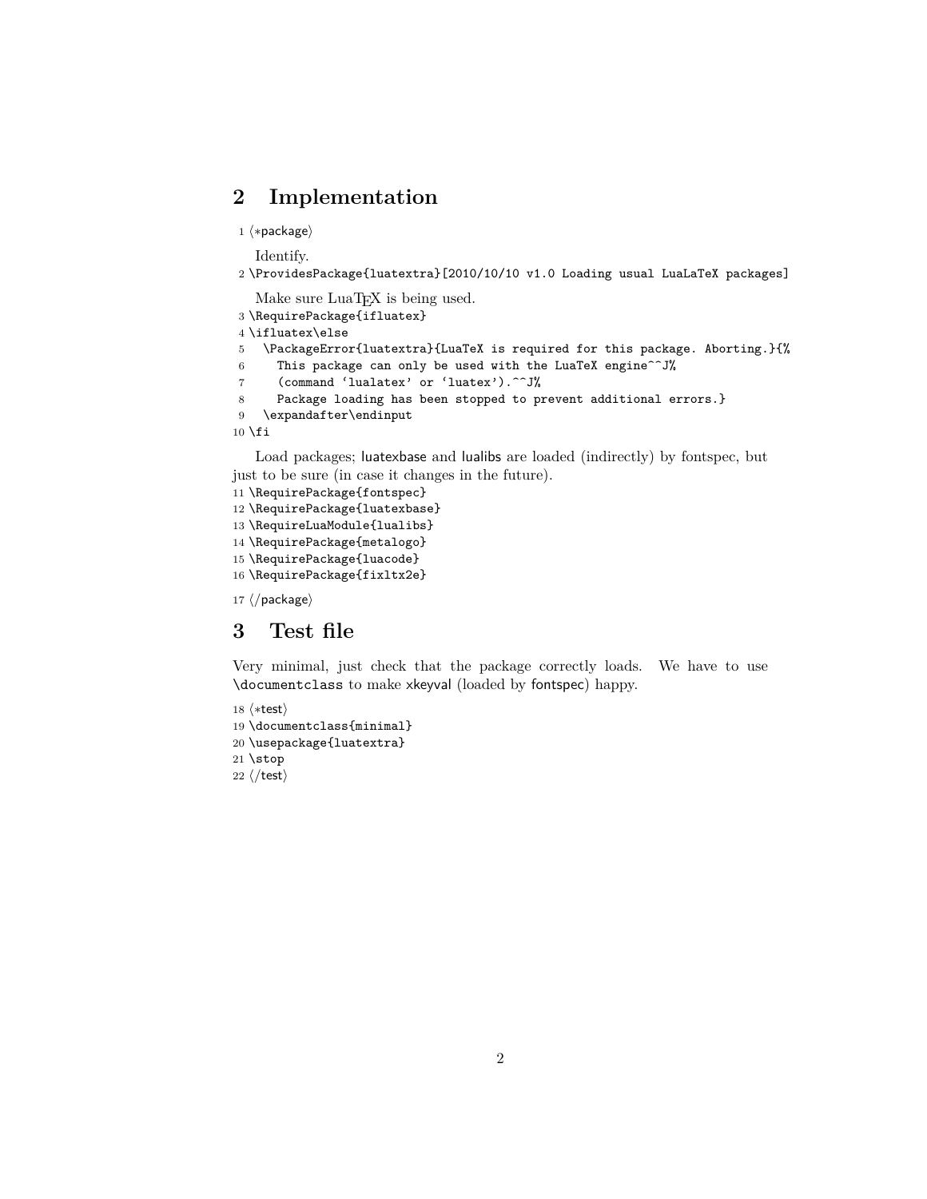## 2 Implementation

```
1 ⟨*package⟩
```

Identify.

```
2 \ProvidesPackage{luatextra}[2010/10/10 v1.0 Loading usual LuaLaTeX packages]
```

Make sure LuaTEX is being used.

```
3 \RequirePackage{ifluatex}
4 \ifluatex\else
5   \PackageError{luatextra}{LuaTeX is required for this package. Aborting.}{%
6     This package can only be used with the LuaTeX engine^^J%
7     (command 'lualatex' or 'luatex').^^J%
8     Package loading has been stopped to prevent additional errors.}
9   \expandafter\endinput
10 \fi
```

Load packages; luatexbase and lualibs are loaded (indirectly) by fontspec, but just to be sure (in case it changes in the future).

```
11 \RequirePackage{fontspec}
12 \RequirePackage{luatexbase}
13 \RequireLuaModule{lualibs}
14 \RequirePackage{metalogo}
15 \RequirePackage{luacode}
16 \RequirePackage{fixltx2e}
17 ⟨/package⟩
```

## 3 Test file

Very minimal, just check that the package correctly loads. We have to use `\documentclass` to make xkeyval (loaded by fontspec) happy.

```
18 ⟨*test⟩
19 \documentclass{minimal}
20 \usepackage{luatextra}
21 \stop
22 ⟨/test⟩
```